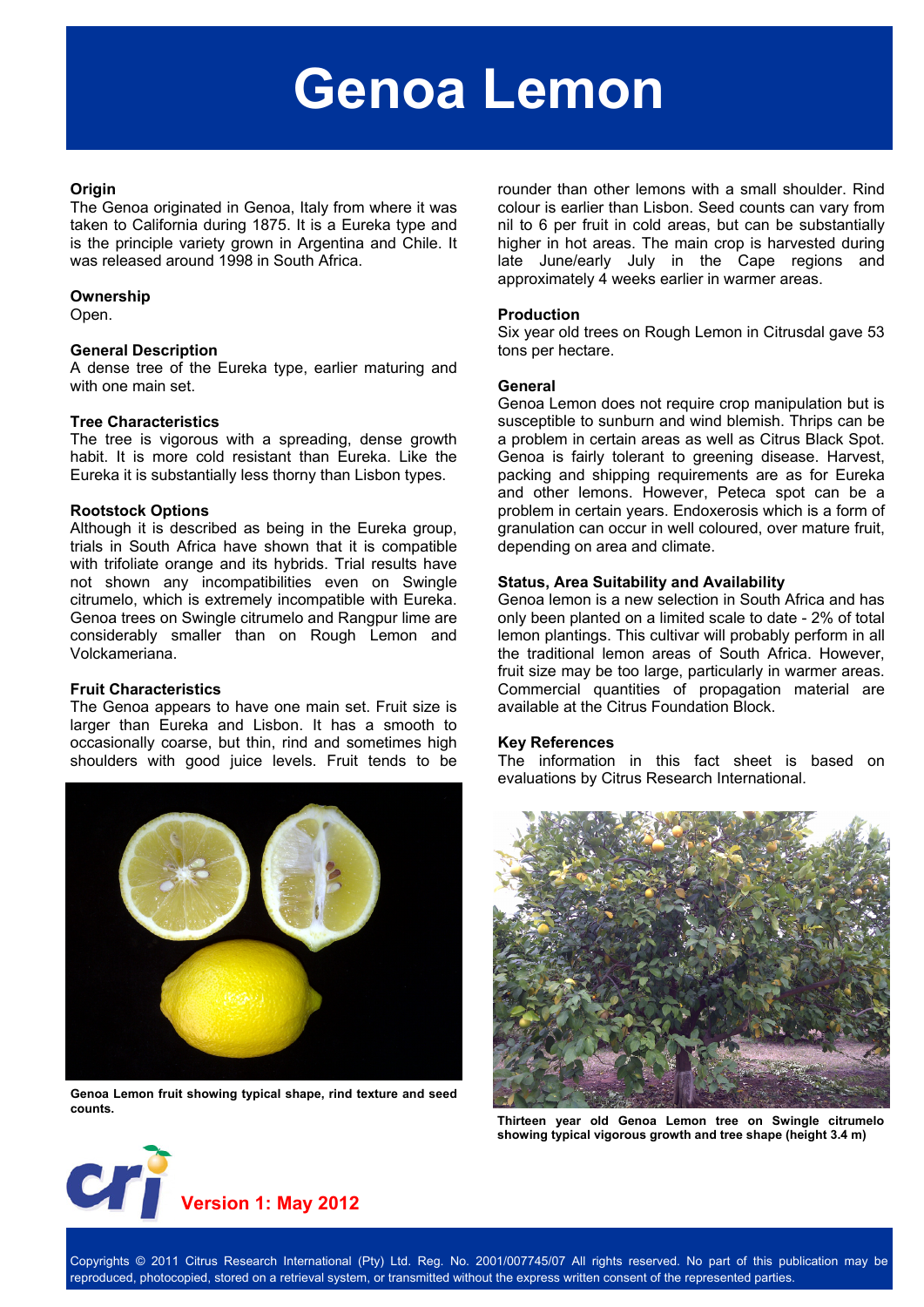# Genoa Lemon

## Origin

The Genoa originated in Genoa, Italy from where it was taken to California during 1875. It is a Eureka type and is the principle variety grown in Argentina and Chile. It was released around 1998 in South Africa.

## Ownership

Open.

## General Description

A dense tree of the Eureka type, earlier maturing and with one main set.

## Tree Characteristics

The tree is vigorous with a spreading, dense growth habit. It is more cold resistant than Eureka. Like the Eureka it is substantially less thorny than Lisbon types.

## Rootstock Options

Although it is described as being in the Eureka group, trials in South Africa have shown that it is compatible with trifoliate orange and its hybrids. Trial results have not shown any incompatibilities even on Swingle citrumelo, which is extremely incompatible with Eureka. Genoa trees on Swingle citrumelo and Rangpur lime are considerably smaller than on Rough Lemon and Volckameriana.

## Fruit Characteristics

The Genoa appears to have one main set. Fruit size is larger than Eureka and Lisbon. It has a smooth to occasionally coarse, but thin, rind and sometimes high shoulders with good juice levels. Fruit tends to be rounder than other lemons with a small shoulder. Rind colour is earlier than Lisbon. Seed counts can vary from nil to 6 per fruit in cold areas, but can be substantially higher in hot areas. The main crop is harvested during late June/early July in the Cape regions and approximately 4 weeks earlier in warmer areas.

**Genoa Lemon fruit showing typical shape, rind texture and seed counts.**

## Production

Six year old trees on Rough Lemon in Citrusdal gave 53 tons per hectare.

## General

Genoa Lemon does not require crop manipulation but is susceptible to sunburn and wind blemish. Thrips can be a problem in certain areas as well as Citrus Black Spot. Genoa is fairly tolerant to greening disease. Harvest, packing and shipping requirements are as for Eureka and other lemons. However, Peteca spot can be a problem in certain years. Endoxerosis which is a form of granulation can occur in well coloured, over mature fruit, depending on area and climate.

## Status, Area Suitability and Availability

Genoa lemon is a new selection in South Africa and has only been planted on a limited scale to date - 2% of total lemon plantings. This cultivar will probably perform in all the traditional lemon areas of South Africa. However, fruit size may be too large, particularly in warmer areas. Commercial quantities of propagation material are available at the Citrus Foundation Block.

## Key References

The information in this fact sheet is based on evaluations by Citrus Research International.

**Thirteen year old Genoa Lemon tree on Swingle citrumelo showing typical vigorous growth and tree shape (height 3.4 m)**

cri

**Version 1: May 2012**

Copyrights © 2011 Citrus Research International (Pty) Ltd. Reg. No. 2001/007745/07 All rights reserved. No part of this publication may be reproduced, photocopied, stored on a retrieval system, or transmitted without the express written consent of the represented parties.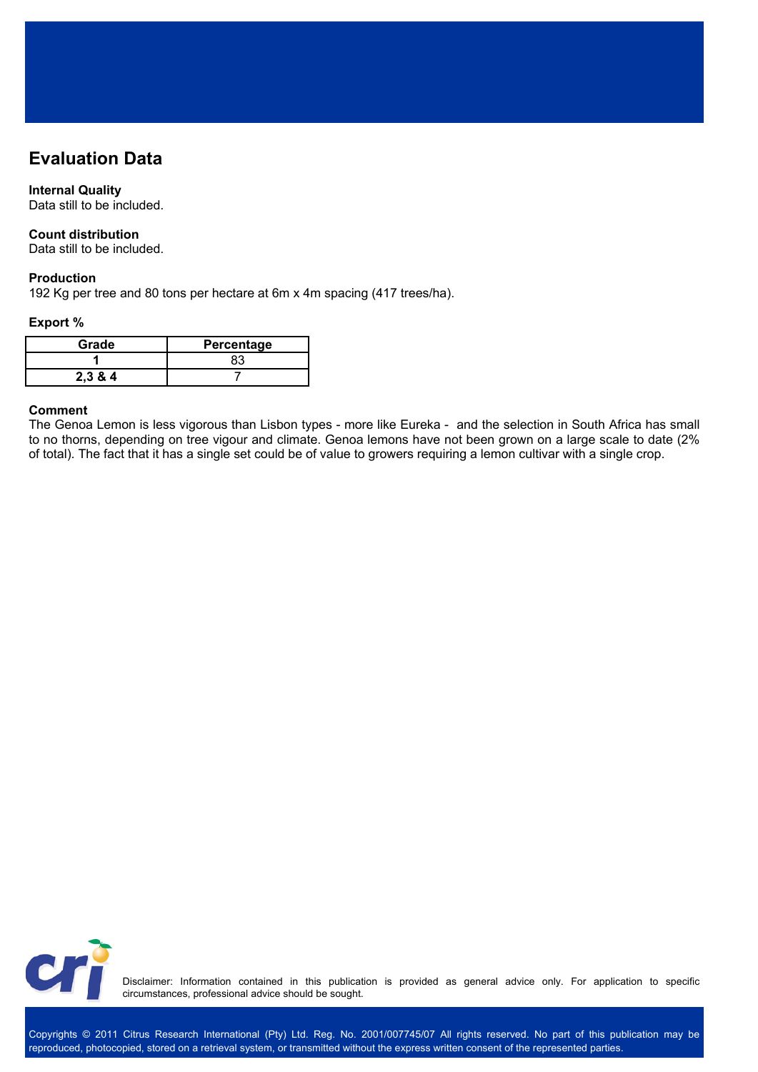## Evaluation Data

### Internal Quality
Data still to be included.

### Count distribution
Data still to be included.

### Production
192 Kg per tree and 80 tons per hectare at 6m x 4m spacing (417 trees/ha).

### Export %

| Grade | Percentage |
|---|---|
| **1** | 83 |
| **2,3 & 4** | 7 |

### Comment
The Genoa Lemon is less vigorous than Lisbon types - more like Eureka - and the selection in South Africa has small to no thorns, depending on tree vigour and climate. Genoa lemons have not been grown on a large scale to date (2% of total). The fact that it has a single set could be of value to growers requiring a lemon cultivar with a single crop.

Disclaimer: Information contained in this publication is provided as general advice only. For application to specific circumstances, professional advice should be sought.

Copyrights © 2011 Citrus Research International (Pty) Ltd. Reg. No. 2001/007745/07 All rights reserved. No part of this publication may be reproduced, photocopied, stored on a retrieval system, or transmitted without the express written consent of the represented parties.